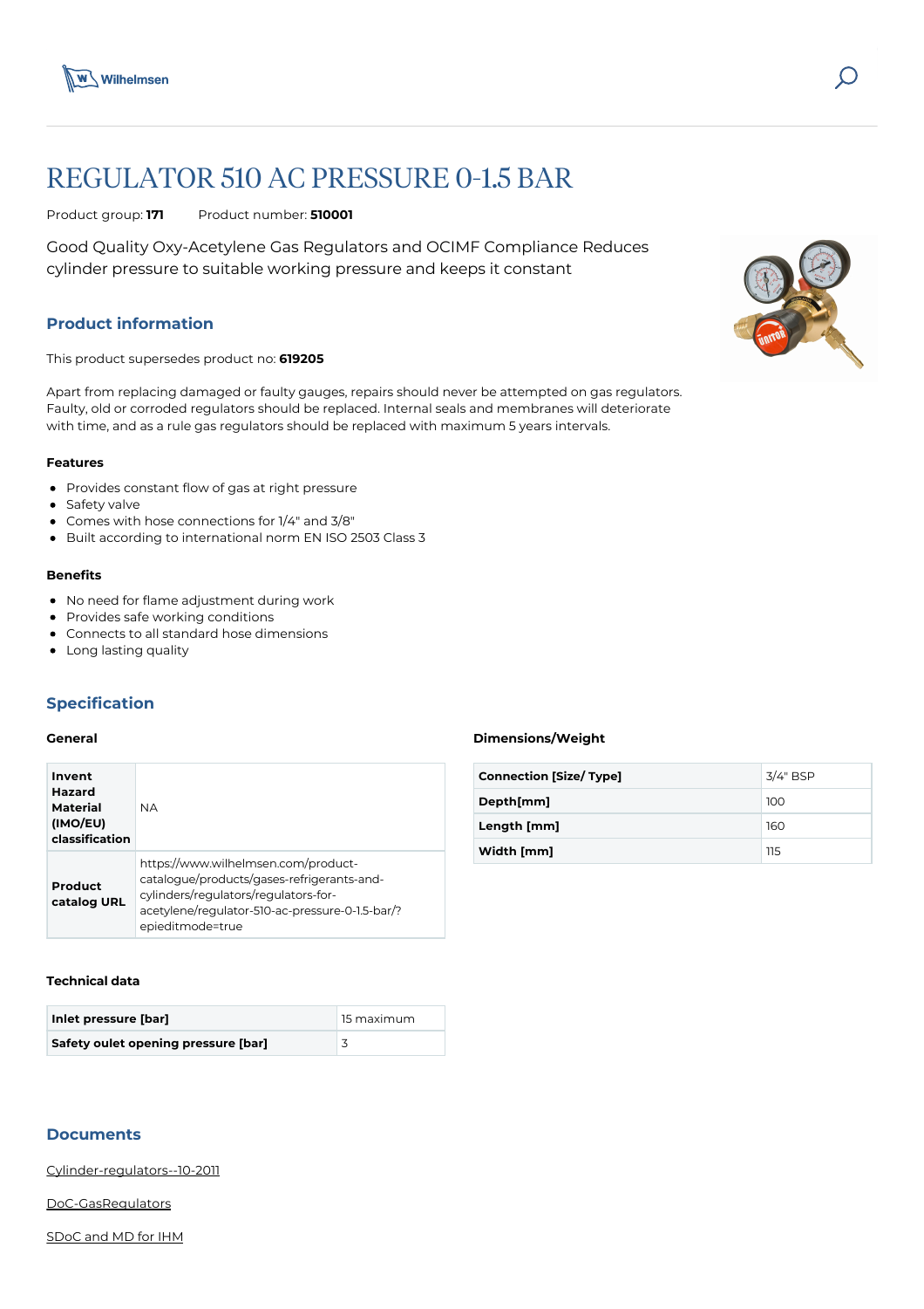# REGULATOR 510 AC PRESSURE 0-1.5 BAR

Product group: **171** Product number: **510001**

Good Quality Oxy-Acetylene Gas Regulators and OCIMF Compliance Reduces cylinder pressure to suitable working pressure and keeps it constant

## Product information

This product supersedes product no: **619205**

Apart from replacing damaged or faulty gauges, repairs should never be attempted on gas regulators. Faulty, old or corroded regulators should be replaced. Internal seals and membranes will deteriorate with time, and as a rule gas regulators should be replaced with maximum 5 years intervals.

### Features

- Provides constant flow of gas at right pressure
- Safety valve
- Comes with hose connections for 1/4" and 3/8"
- Built according to international norm EN ISO 2503 Class 3

### Benefits

- No need for flame adjustment during work
- Provides safe working conditions
- Connects to all standard hose dimensions
- Long lasting quality

## Specification

### General

| | |
|---|---|
| **Invent Hazard Material (IMO/EU) classification** | NA |
| **Product catalog URL** | https://www.wilhelmsen.com/product-catalogue/products/gases-refrigerants-and-cylinders/regulators/regulators-for-acetylene/regulator-510-ac-pressure-0-1.5-bar/?epieditmode=true |

### Dimensions/Weight

| | |
|---|---|
| **Connection [Size/ Type]** | 3/4" BSP |
| **Depth[mm]** | 100 |
| **Length [mm]** | 160 |
| **Width [mm]** | 115 |

### Technical data

| | |
|---|---|
| **Inlet pressure [bar]** | 15 maximum |
| **Safety oulet opening pressure [bar]** | 3 |

## Documents

Cylinder-regulators--10-2011

DoC-GasRegulators

SDoC and MD for IHM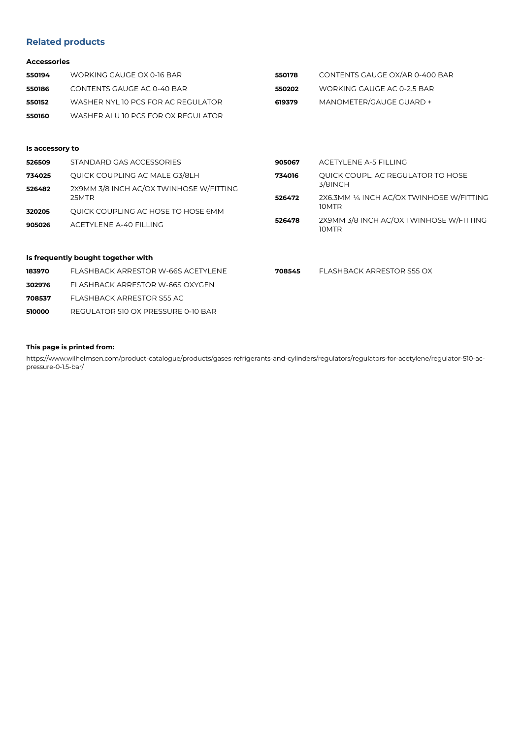## Related products

**Accessories**

| | |
|---|---|
| **550194** | WORKING GAUGE OX 0-16 BAR |
| **550186** | CONTENTS GAUGE AC 0-40 BAR |
| **550152** | WASHER NYL 10 PCS FOR AC REGULATOR |
| **550160** | WASHER ALU 10 PCS FOR OX REGULATOR |
| **550178** | CONTENTS GAUGE OX/AR 0-400 BAR |
| **550202** | WORKING GAUGE AC 0-2.5 BAR |
| **619379** | MANOMETER/GAUGE GUARD + |

**Is accessory to**

| | |
|---|---|
| **526509** | STANDARD GAS ACCESSORIES |
| **734025** | QUICK COUPLING AC MALE G3/8LH |
| **526482** | 2X9MM 3/8 INCH AC/OX TWINHOSE W/FITTING 25MTR |
| **320205** | QUICK COUPLING AC HOSE TO HOSE 6MM |
| **905026** | ACETYLENE A-40 FILLING |
| **905067** | ACETYLENE A-5 FILLING |
| **734016** | QUICK COUPL. AC REGULATOR TO HOSE 3/8INCH |
| **526472** | 2X6.3MM ¼ INCH AC/OX TWINHOSE W/FITTING 10MTR |
| **526478** | 2X9MM 3/8 INCH AC/OX TWINHOSE W/FITTING 10MTR |

**Is frequently bought together with**

| | |
|---|---|
| **183970** | FLASHBACK ARRESTOR W-66S ACETYLENE |
| **302976** | FLASHBACK ARRESTOR W-66S OXYGEN |
| **708537** | FLASHBACK ARRESTOR S55 AC |
| **510000** | REGULATOR 510 OX PRESSURE 0-10 BAR |
| **708545** | FLASHBACK ARRESTOR S55 OX |

**This page is printed from:**

https://www.wilhelmsen.com/product-catalogue/products/gases-refrigerants-and-cylinders/regulators/regulators-for-acetylene/regulator-510-ac-pressure-0-1.5-bar/